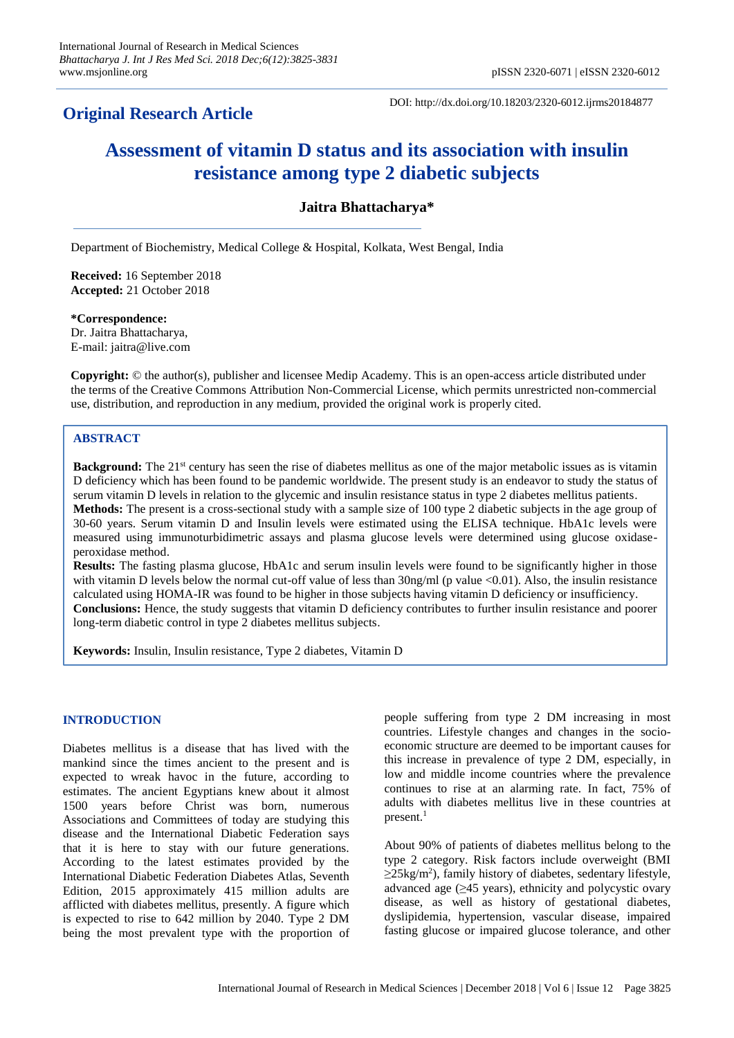## Original Research Article

DOI: http://dx.doi.org/10.18203/2320-6012.ijrms20184877

# Assessment of vitamin D status and its association with insulin resistance among type 2 diabetic subjects

**Jaitra Bhattacharya***

Department of Biochemistry, Medical College & Hospital, Kolkata, West Bengal, India

**Received:** 16 September 2018
**Accepted:** 21 October 2018

***Correspondence:**
Dr. Jaitra Bhattacharya,
E-mail: jaitra@live.com

**Copyright:** © the author(s), publisher and licensee Medip Academy. This is an open-access article distributed under the terms of the Creative Commons Attribution Non-Commercial License, which permits unrestricted non-commercial use, distribution, and reproduction in any medium, provided the original work is properly cited.

## ABSTRACT

**Background:** The 21st century has seen the rise of diabetes mellitus as one of the major metabolic issues as is vitamin D deficiency which has been found to be pandemic worldwide. The present study is an endeavor to study the status of serum vitamin D levels in relation to the glycemic and insulin resistance status in type 2 diabetes mellitus patients.

**Methods:** The present is a cross-sectional study with a sample size of 100 type 2 diabetic subjects in the age group of 30-60 years. Serum vitamin D and Insulin levels were estimated using the ELISA technique. HbA1c levels were measured using immunoturbidimetric assays and plasma glucose levels were determined using glucose oxidase-peroxidase method.

**Results:** The fasting plasma glucose, HbA1c and serum insulin levels were found to be significantly higher in those with vitamin D levels below the normal cut-off value of less than 30ng/ml (p value <0.01). Also, the insulin resistance calculated using HOMA-IR was found to be higher in those subjects having vitamin D deficiency or insufficiency.

**Conclusions:** Hence, the study suggests that vitamin D deficiency contributes to further insulin resistance and poorer long-term diabetic control in type 2 diabetes mellitus subjects.

**Keywords:** Insulin, Insulin resistance, Type 2 diabetes, Vitamin D

## INTRODUCTION

Diabetes mellitus is a disease that has lived with the mankind since the times ancient to the present and is expected to wreak havoc in the future, according to estimates. The ancient Egyptians knew about it almost 1500 years before Christ was born, numerous Associations and Committees of today are studying this disease and the International Diabetic Federation says that it is here to stay with our future generations. According to the latest estimates provided by the International Diabetic Federation Diabetes Atlas, Seventh Edition, 2015 approximately 415 million adults are afflicted with diabetes mellitus, presently. A figure which is expected to rise to 642 million by 2040. Type 2 DM being the most prevalent type with the proportion of people suffering from type 2 DM increasing in most countries. Lifestyle changes and changes in the socio-economic structure are deemed to be important causes for this increase in prevalence of type 2 DM, especially, in low and middle income countries where the prevalence continues to rise at an alarming rate. In fact, 75% of adults with diabetes mellitus live in these countries at present.[1]

About 90% of patients of diabetes mellitus belong to the type 2 category. Risk factors include overweight (BMI $\geq$25kg/m$^2$), family history of diabetes, sedentary lifestyle, advanced age ($\geq$45 years), ethnicity and polycystic ovary disease, as well as history of gestational diabetes, dyslipidemia, hypertension, vascular disease, impaired fasting glucose or impaired glucose tolerance, and other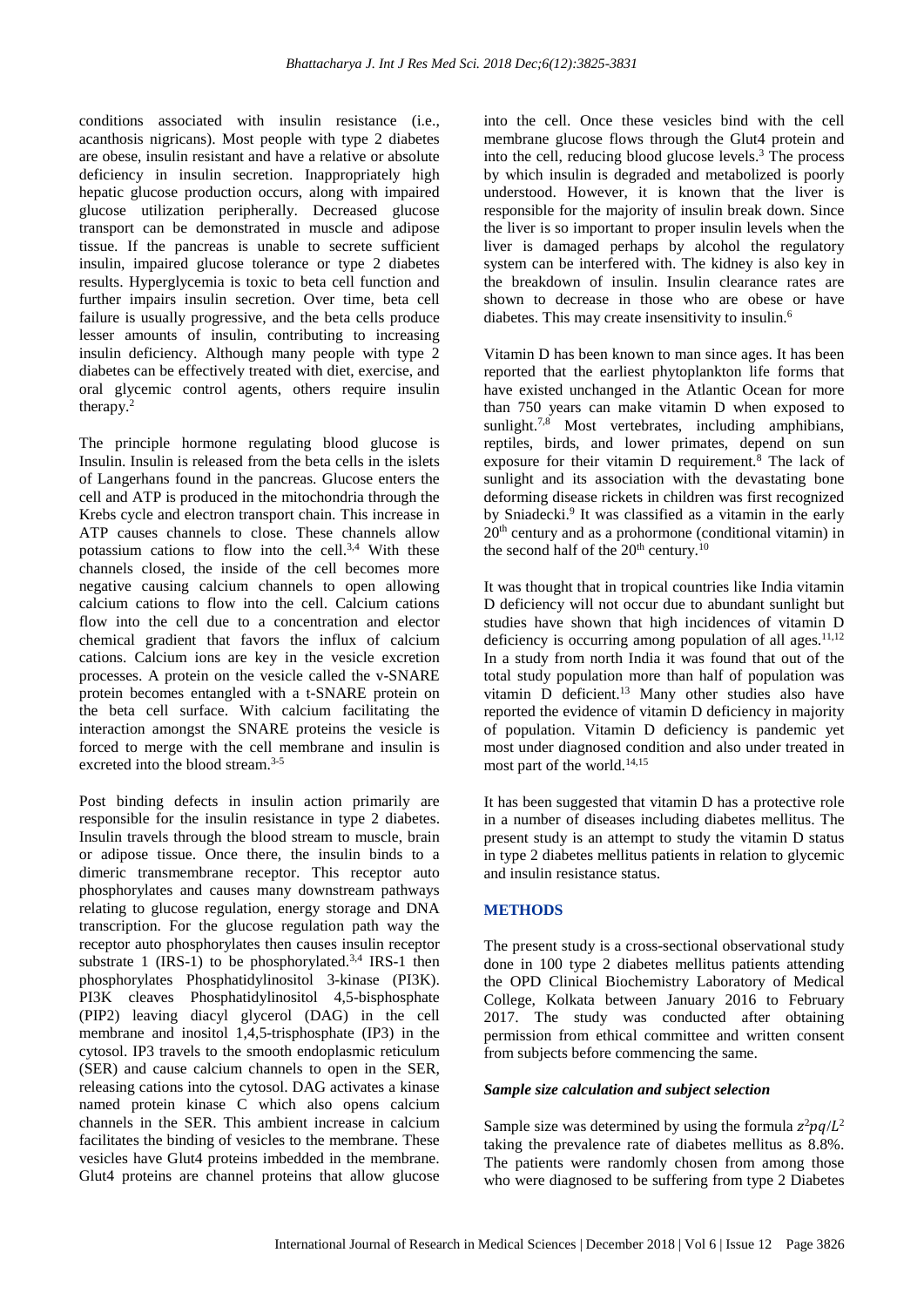conditions associated with insulin resistance (i.e., acanthosis nigricans). Most people with type 2 diabetes are obese, insulin resistant and have a relative or absolute deficiency in insulin secretion. Inappropriately high hepatic glucose production occurs, along with impaired glucose utilization peripherally. Decreased glucose transport can be demonstrated in muscle and adipose tissue. If the pancreas is unable to secrete sufficient insulin, impaired glucose tolerance or type 2 diabetes results. Hyperglycemia is toxic to beta cell function and further impairs insulin secretion. Over time, beta cell failure is usually progressive, and the beta cells produce lesser amounts of insulin, contributing to increasing insulin deficiency. Although many people with type 2 diabetes can be effectively treated with diet, exercise, and oral glycemic control agents, others require insulin therapy.[2]

The principle hormone regulating blood glucose is Insulin. Insulin is released from the beta cells in the islets of Langerhans found in the pancreas. Glucose enters the cell and ATP is produced in the mitochondria through the Krebs cycle and electron transport chain. This increase in ATP causes channels to close. These channels allow potassium cations to flow into the cell.[3,4] With these channels closed, the inside of the cell becomes more negative causing calcium channels to open allowing calcium cations to flow into the cell. Calcium cations flow into the cell due to a concentration and elector chemical gradient that favors the influx of calcium cations. Calcium ions are key in the vesicle excretion processes. A protein on the vesicle called the v-SNARE protein becomes entangled with a t-SNARE protein on the beta cell surface. With calcium facilitating the interaction amongst the SNARE proteins the vesicle is forced to merge with the cell membrane and insulin is excreted into the blood stream.[3-5]

Post binding defects in insulin action primarily are responsible for the insulin resistance in type 2 diabetes. Insulin travels through the blood stream to muscle, brain or adipose tissue. Once there, the insulin binds to a dimeric transmembrane receptor. This receptor auto phosphorylates and causes many downstream pathways relating to glucose regulation, energy storage and DNA transcription. For the glucose regulation path way the receptor auto phosphorylates then causes insulin receptor substrate 1 (IRS-1) to be phosphorylated.[3,4] IRS-1 then phosphorylates Phosphatidylinositol 3-kinase (PI3K). PI3K cleaves Phosphatidylinositol 4,5-bisphosphate (PIP2) leaving diacyl glycerol (DAG) in the cell membrane and inositol 1,4,5-trisphosphate (IP3) in the cytosol. IP3 travels to the smooth endoplasmic reticulum (SER) and cause calcium channels to open in the SER, releasing cations into the cytosol. DAG activates a kinase named protein kinase C which also opens calcium channels in the SER. This ambient increase in calcium facilitates the binding of vesicles to the membrane. These vesicles have Glut4 proteins imbedded in the membrane. Glut4 proteins are channel proteins that allow glucose into the cell. Once these vesicles bind with the cell membrane glucose flows through the Glut4 protein and into the cell, reducing blood glucose levels.[3] The process by which insulin is degraded and metabolized is poorly understood. However, it is known that the liver is responsible for the majority of insulin break down. Since the liver is so important to proper insulin levels when the liver is damaged perhaps by alcohol the regulatory system can be interfered with. The kidney is also key in the breakdown of insulin. Insulin clearance rates are shown to decrease in those who are obese or have diabetes. This may create insensitivity to insulin.[6]

Vitamin D has been known to man since ages. It has been reported that the earliest phytoplankton life forms that have existed unchanged in the Atlantic Ocean for more than 750 years can make vitamin D when exposed to sunlight.[7,8] Most vertebrates, including amphibians, reptiles, birds, and lower primates, depend on sun exposure for their vitamin D requirement.[8] The lack of sunlight and its association with the devastating bone deforming disease rickets in children was first recognized by Sniadecki.[9] It was classified as a vitamin in the early 20th century and as a prohormone (conditional vitamin) in the second half of the 20th century.[10]

It was thought that in tropical countries like India vitamin D deficiency will not occur due to abundant sunlight but studies have shown that high incidences of vitamin D deficiency is occurring among population of all ages.[11,12] In a study from north India it was found that out of the total study population more than half of population was vitamin D deficient.[13] Many other studies also have reported the evidence of vitamin D deficiency in majority of population. Vitamin D deficiency is pandemic yet most under diagnosed condition and also under treated in most part of the world.[14,15]

It has been suggested that vitamin D has a protective role in a number of diseases including diabetes mellitus. The present study is an attempt to study the vitamin D status in type 2 diabetes mellitus patients in relation to glycemic and insulin resistance status.

## METHODS

The present study is a cross-sectional observational study done in 100 type 2 diabetes mellitus patients attending the OPD Clinical Biochemistry Laboratory of Medical College, Kolkata between January 2016 to February 2017. The study was conducted after obtaining permission from ethical committee and written consent from subjects before commencing the same.

### *Sample size calculation and subject selection*

Sample size was determined by using the formula $z^2pq/L^2$ taking the prevalence rate of diabetes mellitus as 8.8%. The patients were randomly chosen from among those who were diagnosed to be suffering from type 2 Diabetes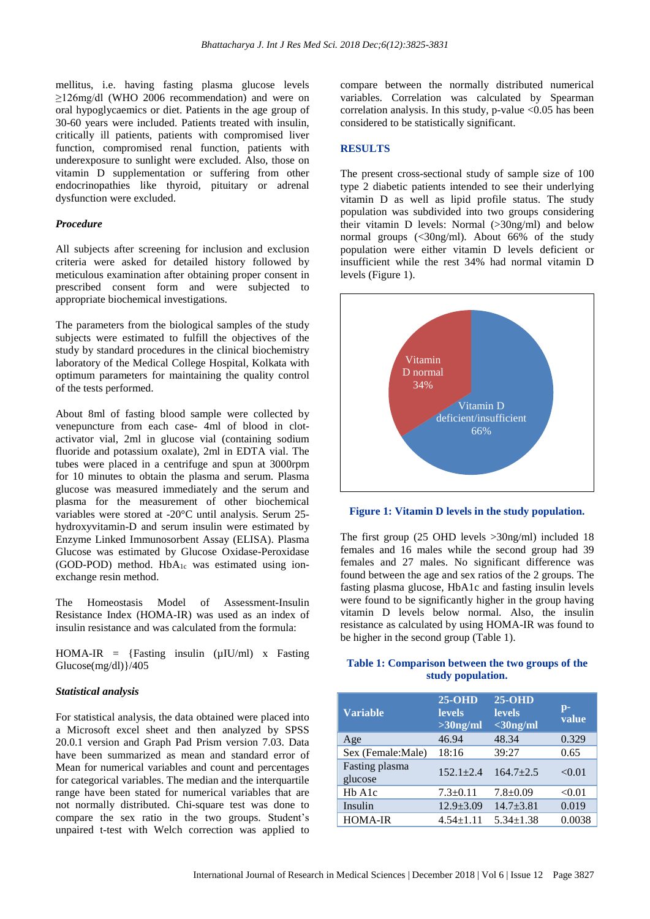mellitus, i.e. having fasting plasma glucose levels ≥126mg/dl (WHO 2006 recommendation) and were on oral hypoglycaemics or diet. Patients in the age group of 30-60 years were included. Patients treated with insulin, critically ill patients, patients with compromised liver function, compromised renal function, patients with underexposure to sunlight were excluded. Also, those on vitamin D supplementation or suffering from other endocrinopathies like thyroid, pituitary or adrenal dysfunction were excluded.

### *Procedure*

All subjects after screening for inclusion and exclusion criteria were asked for detailed history followed by meticulous examination after obtaining proper consent in prescribed consent form and were subjected to appropriate biochemical investigations.

The parameters from the biological samples of the study subjects were estimated to fulfill the objectives of the study by standard procedures in the clinical biochemistry laboratory of the Medical College Hospital, Kolkata with optimum parameters for maintaining the quality control of the tests performed.

About 8ml of fasting blood sample were collected by venepuncture from each case- 4ml of blood in clot-activator vial, 2ml in glucose vial (containing sodium fluoride and potassium oxalate), 2ml in EDTA vial. The tubes were placed in a centrifuge and spun at 3000rpm for 10 minutes to obtain the plasma and serum. Plasma glucose was measured immediately and the serum and plasma for the measurement of other biochemical variables were stored at -20°C until analysis. Serum 25-hydroxyvitamin-D and serum insulin were estimated by Enzyme Linked Immunosorbent Assay (ELISA). Plasma Glucose was estimated by Glucose Oxidase-Peroxidase (GOD-POD) method. $HbA_{1c}$ was estimated using ion-exchange resin method.

The Homeostasis Model of Assessment-Insulin Resistance Index (HOMA-IR) was used as an index of insulin resistance and was calculated from the formula:

HOMA-IR = {Fasting insulin (μIU/ml) x Fasting Glucose(mg/dl)}/405

### *Statistical analysis*

For statistical analysis, the data obtained were placed into a Microsoft excel sheet and then analyzed by SPSS 20.0.1 version and Graph Pad Prism version 7.03. Data have been summarized as mean and standard error of Mean for numerical variables and count and percentages for categorical variables. The median and the interquartile range have been stated for numerical variables that are not normally distributed. Chi-square test was done to compare the sex ratio in the two groups. Student's unpaired t-test with Welch correction was applied to compare between the normally distributed numerical variables. Correlation was calculated by Spearman correlation analysis. In this study, p-value <0.05 has been considered to be statistically significant.

## RESULTS

The present cross-sectional study of sample size of 100 type 2 diabetic patients intended to see their underlying vitamin D as well as lipid profile status. The study population was subdivided into two groups considering their vitamin D levels: Normal (>30ng/ml) and below normal groups (<30ng/ml). About 66% of the study population were either vitamin D levels deficient or insufficient while the rest 34% had normal vitamin D levels (Figure 1).

**Figure 1: Vitamin D levels in the study population.**

The first group (25 OHD levels >30ng/ml) included 18 females and 16 males while the second group had 39 females and 27 males. No significant difference was found between the age and sex ratios of the 2 groups. The fasting plasma glucose, HbA1c and fasting insulin levels were found to be significantly higher in the group having vitamin D levels below normal. Also, the insulin resistance as calculated by using HOMA-IR was found to be higher in the second group (Table 1).

**Table 1: Comparison between the two groups of the study population.**

| Variable | 25-OHD levels >30ng/ml | 25-OHD levels <30ng/ml | p-value |
|---|---|---|---|
| Age | 46.94 | 48.34 | 0.329 |
| Sex (Female:Male) | 18:16 | 39:27 | 0.65 |
| Fasting plasma glucose | 152.1±2.4 | 164.7±2.5 | <0.01 |
| Hb A1c | 7.3±0.11 | 7.8±0.09 | <0.01 |
| Insulin | 12.9±3.09 | 14.7±3.81 | 0.019 |
| HOMA-IR | 4.54±1.11 | 5.34±1.38 | 0.0038 |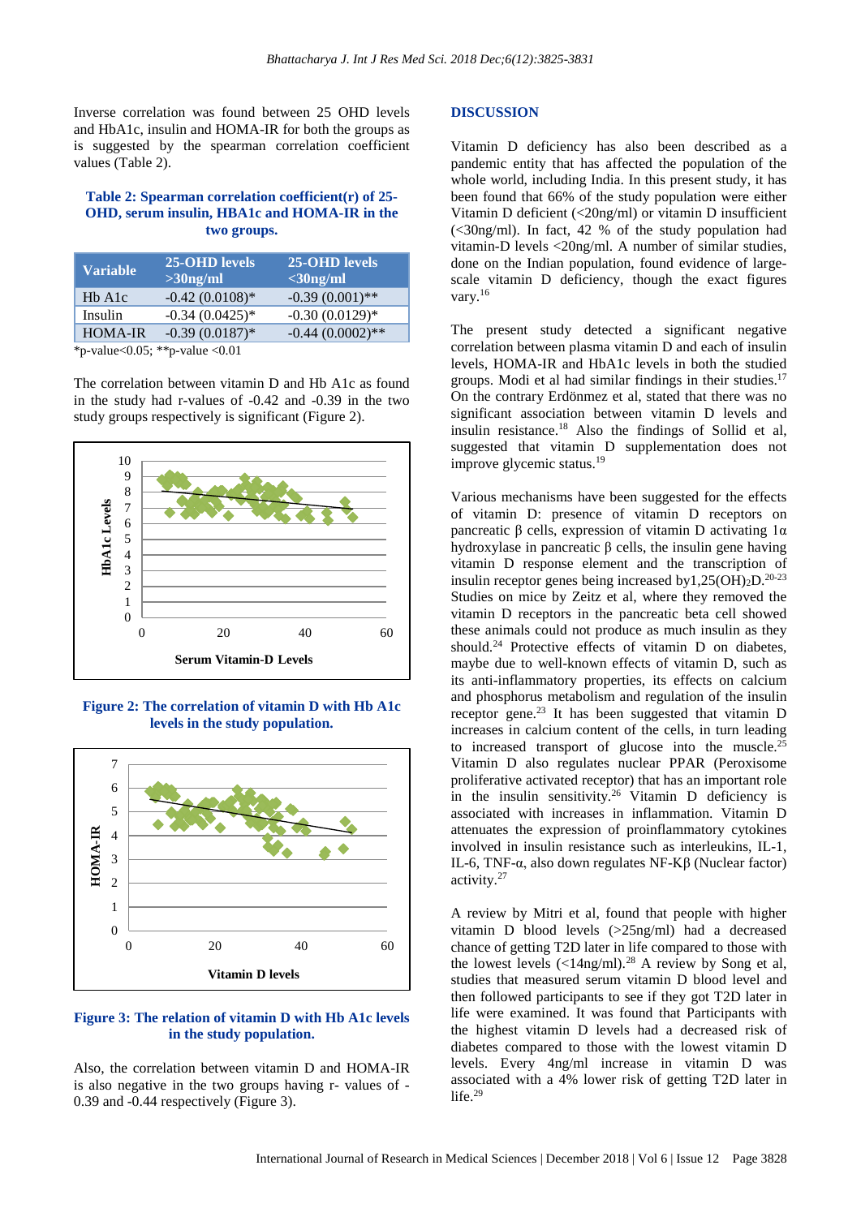Inverse correlation was found between 25 OHD levels and HbA1c, insulin and HOMA-IR for both the groups as is suggested by the spearman correlation coefficient values (Table 2).

**Table 2: Spearman correlation coefficient(r) of 25-OHD, serum insulin, HBA1c and HOMA-IR in the two groups.**

| Variable | 25-OHD levels >30ng/ml | 25-OHD levels <30ng/ml |
|---|---|---|
| Hb A1c | -0.42 (0.0108)* | -0.39 (0.001)** |
| Insulin | -0.34 (0.0425)* | -0.30 (0.0129)* |
| HOMA-IR | -0.39 (0.0187)* | -0.44 (0.0002)** |

*p-value<0.05; **p-value <0.01

The correlation between vitamin D and Hb A1c as found in the study had r-values of -0.42 and -0.39 in the two study groups respectively is significant (Figure 2).

**Figure 2: The correlation of vitamin D with Hb A1c levels in the study population.**

**Figure 3: The relation of vitamin D with Hb A1c levels in the study population.**

Also, the correlation between vitamin D and HOMA-IR is also negative in the two groups having r- values of -0.39 and -0.44 respectively (Figure 3).

## DISCUSSION

Vitamin D deficiency has also been described as a pandemic entity that has affected the population of the whole world, including India. In this present study, it has been found that 66% of the study population were either Vitamin D deficient (<20ng/ml) or vitamin D insufficient (<30ng/ml). In fact, 42 % of the study population had vitamin-D levels <20ng/ml. A number of similar studies, done on the Indian population, found evidence of large-scale vitamin D deficiency, though the exact figures vary.[16]

The present study detected a significant negative correlation between plasma vitamin D and each of insulin levels, HOMA-IR and HbA1c levels in both the studied groups. Modi et al had similar findings in their studies.[17] On the contrary Erdönmez et al, stated that there was no significant association between vitamin D levels and insulin resistance.[18] Also the findings of Sollid et al, suggested that vitamin D supplementation does not improve glycemic status.[19]

Various mechanisms have been suggested for the effects of vitamin D: presence of vitamin D receptors on pancreatic β cells, expression of vitamin D activating 1α hydroxylase in pancreatic β cells, the insulin gene having vitamin D response element and the transcription of insulin receptor genes being increased by1,25(OH)$_2$D.[20-23] Studies on mice by Zeitz et al, where they removed the vitamin D receptors in the pancreatic beta cell showed these animals could not produce as much insulin as they should.[24] Protective effects of vitamin D on diabetes, maybe due to well-known effects of vitamin D, such as its anti-inflammatory properties, its effects on calcium and phosphorus metabolism and regulation of the insulin receptor gene.[23] It has been suggested that vitamin D increases in calcium content of the cells, in turn leading to increased transport of glucose into the muscle.[25] Vitamin D also regulates nuclear PPAR (Peroxisome proliferative activated receptor) that has an important role in the insulin sensitivity.[26] Vitamin D deficiency is associated with increases in inflammation. Vitamin D attenuates the expression of proinflammatory cytokines involved in insulin resistance such as interleukins, IL-1, IL-6, TNF-α, also down regulates NF-Kβ (Nuclear factor) activity.[27]

A review by Mitri et al, found that people with higher vitamin D blood levels (>25ng/ml) had a decreased chance of getting T2D later in life compared to those with the lowest levels (<14ng/ml).[28] A review by Song et al, studies that measured serum vitamin D blood level and then followed participants to see if they got T2D later in life were examined. It was found that Participants with the highest vitamin D levels had a decreased risk of diabetes compared to those with the lowest vitamin D levels. Every 4ng/ml increase in vitamin D was associated with a 4% lower risk of getting T2D later in life.[29]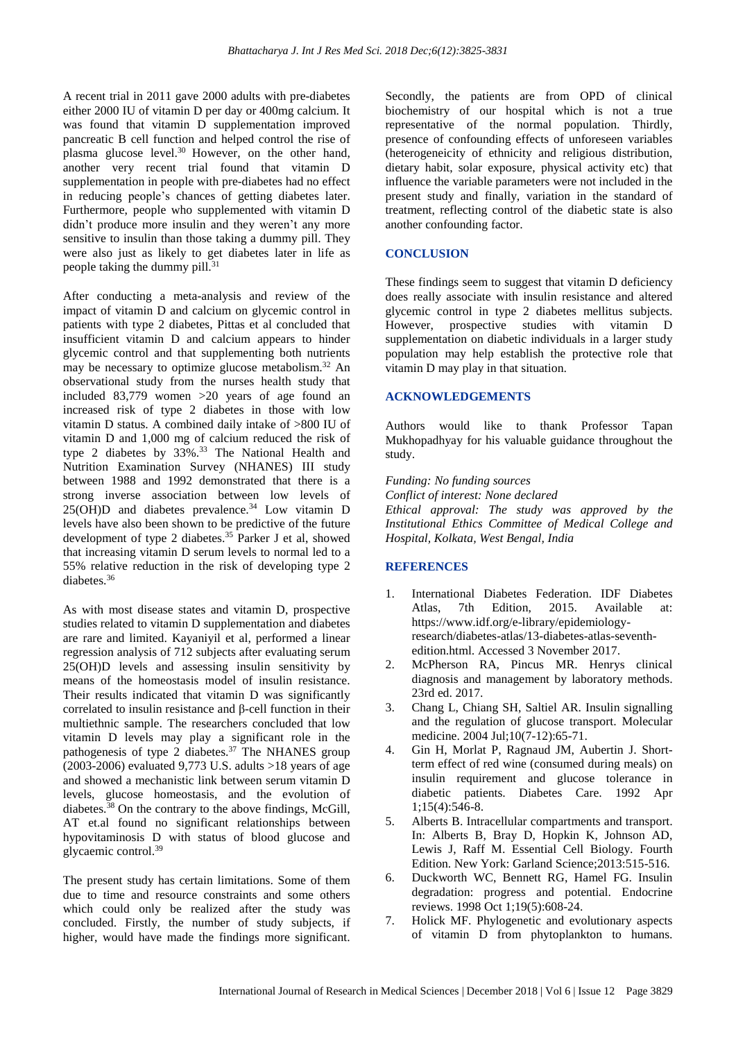A recent trial in 2011 gave 2000 adults with pre-diabetes either 2000 IU of vitamin D per day or 400mg calcium. It was found that vitamin D supplementation improved pancreatic B cell function and helped control the rise of plasma glucose level.[30] However, on the other hand, another very recent trial found that vitamin D supplementation in people with pre-diabetes had no effect in reducing people's chances of getting diabetes later. Furthermore, people who supplemented with vitamin D didn't produce more insulin and they weren't any more sensitive to insulin than those taking a dummy pill. They were also just as likely to get diabetes later in life as people taking the dummy pill.[31]

After conducting a meta-analysis and review of the impact of vitamin D and calcium on glycemic control in patients with type 2 diabetes, Pittas et al concluded that insufficient vitamin D and calcium appears to hinder glycemic control and that supplementing both nutrients may be necessary to optimize glucose metabolism.[32] An observational study from the nurses health study that included 83,779 women >20 years of age found an increased risk of type 2 diabetes in those with low vitamin D status. A combined daily intake of >800 IU of vitamin D and 1,000 mg of calcium reduced the risk of type 2 diabetes by 33%.[33] The National Health and Nutrition Examination Survey (NHANES) III study between 1988 and 1992 demonstrated that there is a strong inverse association between low levels of 25(OH)D and diabetes prevalence.[34] Low vitamin D levels have also been shown to be predictive of the future development of type 2 diabetes.[35] Parker J et al, showed that increasing vitamin D serum levels to normal led to a 55% relative reduction in the risk of developing type 2 diabetes.[36]

As with most disease states and vitamin D, prospective studies related to vitamin D supplementation and diabetes are rare and limited. Kayaniyil et al, performed a linear regression analysis of 712 subjects after evaluating serum 25(OH)D levels and assessing insulin sensitivity by means of the homeostasis model of insulin resistance. Their results indicated that vitamin D was significantly correlated to insulin resistance and β-cell function in their multiethnic sample. The researchers concluded that low vitamin D levels may play a significant role in the pathogenesis of type 2 diabetes.[37] The NHANES group (2003-2006) evaluated 9,773 U.S. adults >18 years of age and showed a mechanistic link between serum vitamin D levels, glucose homeostasis, and the evolution of diabetes.[38] On the contrary to the above findings, McGill, AT et.al found no significant relationships between hypovitaminosis D with status of blood glucose and glycaemic control.[39]

The present study has certain limitations. Some of them due to time and resource constraints and some others which could only be realized after the study was concluded. Firstly, the number of study subjects, if higher, would have made the findings more significant. Secondly, the patients are from OPD of clinical biochemistry of our hospital which is not a true representative of the normal population. Thirdly, presence of confounding effects of unforeseen variables (heterogeneicity of ethnicity and religious distribution, dietary habit, solar exposure, physical activity etc) that influence the variable parameters were not included in the present study and finally, variation in the standard of treatment, reflecting control of the diabetic state is also another confounding factor.

## CONCLUSION

These findings seem to suggest that vitamin D deficiency does really associate with insulin resistance and altered glycemic control in type 2 diabetes mellitus subjects. However, prospective studies with vitamin D supplementation on diabetic individuals in a larger study population may help establish the protective role that vitamin D may play in that situation.

## ACKNOWLEDGEMENTS

Authors would like to thank Professor Tapan Mukhopadhyay for his valuable guidance throughout the study.

*Funding: No funding sources*
*Conflict of interest: None declared*
*Ethical approval: The study was approved by the Institutional Ethics Committee of Medical College and Hospital, Kolkata, West Bengal, India*

## REFERENCES

1. International Diabetes Federation. IDF Diabetes Atlas, 7th Edition, 2015. Available at: https://www.idf.org/e-library/epidemiology-research/diabetes-atlas/13-diabetes-atlas-seventh-edition.html. Accessed 3 November 2017.
2. McPherson RA, Pincus MR. Henrys clinical diagnosis and management by laboratory methods. 23rd ed. 2017.
3. Chang L, Chiang SH, Saltiel AR. Insulin signalling and the regulation of glucose transport. Molecular medicine. 2004 Jul;10(7-12):65-71.
4. Gin H, Morlat P, Ragnaud JM, Aubertin J. Short-term effect of red wine (consumed during meals) on insulin requirement and glucose tolerance in diabetic patients. Diabetes Care. 1992 Apr 1;15(4):546-8.
5. Alberts B. Intracellular compartments and transport. In: Alberts B, Bray D, Hopkin K, Johnson AD, Lewis J, Raff M. Essential Cell Biology. Fourth Edition. New York: Garland Science;2013:515-516.
6. Duckworth WC, Bennett RG, Hamel FG. Insulin degradation: progress and potential. Endocrine reviews. 1998 Oct 1;19(5):608-24.
7. Holick MF. Phylogenetic and evolutionary aspects of vitamin D from phytoplankton to humans.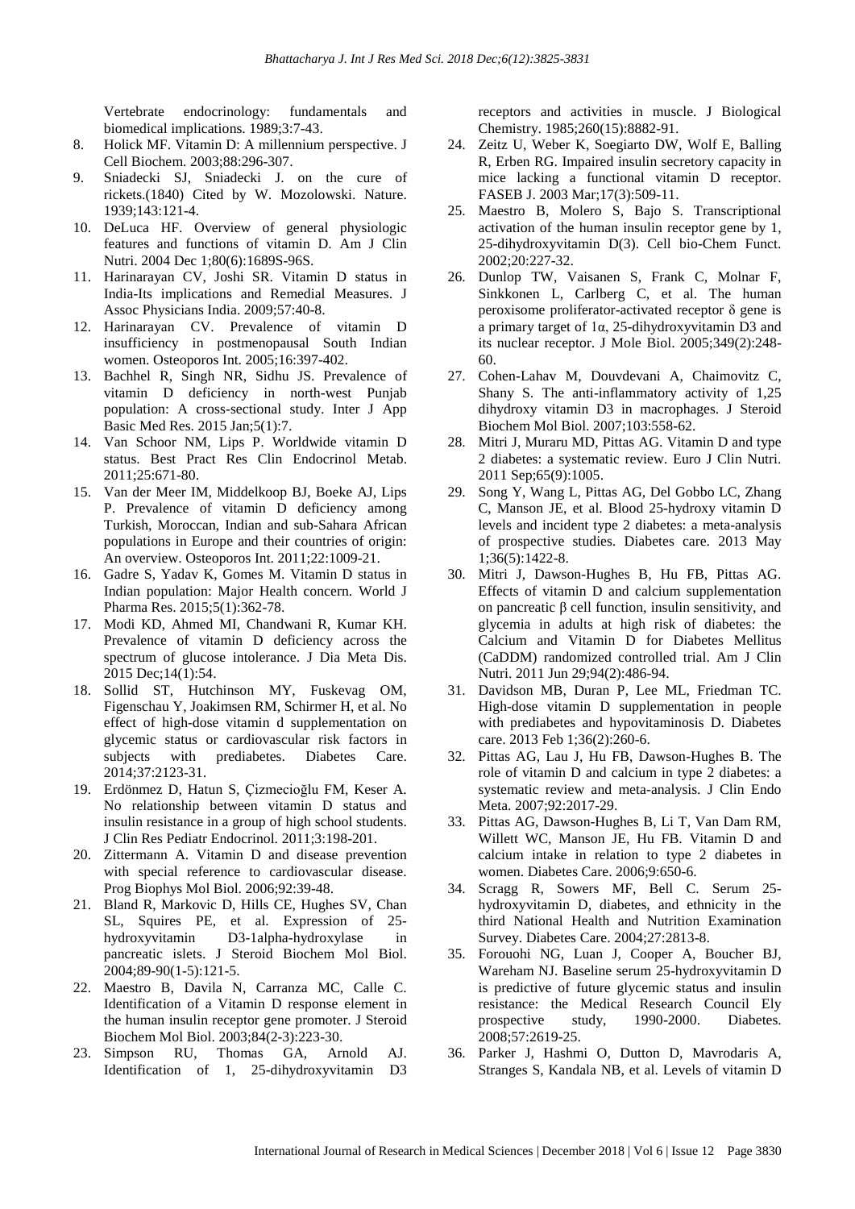Vertebrate endocrinology: fundamentals and biomedical implications. 1989;3:7-43.

8. Holick MF. Vitamin D: A millennium perspective. J Cell Biochem. 2003;88:296-307.
9. Sniadecki SJ, Sniadecki J. on the cure of rickets.(1840) Cited by W. Mozolowski. Nature. 1939;143:121-4.
10. DeLuca HF. Overview of general physiologic features and functions of vitamin D. Am J Clin Nutri. 2004 Dec 1;80(6):1689S-96S.
11. Harinarayan CV, Joshi SR. Vitamin D status in India-Its implications and Remedial Measures. J Assoc Physicians India. 2009;57:40-8.
12. Harinarayan CV. Prevalence of vitamin D insufficiency in postmenopausal South Indian women. Osteoporos Int. 2005;16:397-402.
13. Bachhel R, Singh NR, Sidhu JS. Prevalence of vitamin D deficiency in north-west Punjab population: A cross-sectional study. Inter J App Basic Med Res. 2015 Jan;5(1):7.
14. Van Schoor NM, Lips P. Worldwide vitamin D status. Best Pract Res Clin Endocrinol Metab. 2011;25:671-80.
15. Van der Meer IM, Middelkoop BJ, Boeke AJ, Lips P. Prevalence of vitamin D deficiency among Turkish, Moroccan, Indian and sub-Sahara African populations in Europe and their countries of origin: An overview. Osteoporos Int. 2011;22:1009-21.
16. Gadre S, Yadav K, Gomes M. Vitamin D status in Indian population: Major Health concern. World J Pharma Res. 2015;5(1):362-78.
17. Modi KD, Ahmed MI, Chandwani R, Kumar KH. Prevalence of vitamin D deficiency across the spectrum of glucose intolerance. J Dia Meta Dis. 2015 Dec;14(1):54.
18. Sollid ST, Hutchinson MY, Fuskevag OM, Figenschau Y, Joakimsen RM, Schirmer H, et al. No effect of high-dose vitamin d supplementation on glycemic status or cardiovascular risk factors in subjects with prediabetes. Diabetes Care. 2014;37:2123-31.
19. Erdönmez D, Hatun S, Çizmecioğlu FM, Keser A. No relationship between vitamin D status and insulin resistance in a group of high school students. J Clin Res Pediatr Endocrinol. 2011;3:198-201.
20. Zittermann A. Vitamin D and disease prevention with special reference to cardiovascular disease. Prog Biophys Mol Biol. 2006;92:39-48.
21. Bland R, Markovic D, Hills CE, Hughes SV, Chan SL, Squires PE, et al. Expression of 25-hydroxyvitamin D3-1alpha-hydroxylase in pancreatic islets. J Steroid Biochem Mol Biol. 2004;89-90(1-5):121-5.
22. Maestro B, Davila N, Carranza MC, Calle C. Identification of a Vitamin D response element in the human insulin receptor gene promoter. J Steroid Biochem Mol Biol. 2003;84(2-3):223-30.
23. Simpson RU, Thomas GA, Arnold AJ. Identification of 1, 25-dihydroxyvitamin D3 receptors and activities in muscle. J Biological Chemistry. 1985;260(15):8882-91.
24. Zeitz U, Weber K, Soegiarto DW, Wolf E, Balling R, Erben RG. Impaired insulin secretory capacity in mice lacking a functional vitamin D receptor. FASEB J. 2003 Mar;17(3):509-11.
25. Maestro B, Molero S, Bajo S. Transcriptional activation of the human insulin receptor gene by 1, 25-dihydroxyvitamin D(3). Cell bio-Chem Funct. 2002;20:227-32.
26. Dunlop TW, Vaisanen S, Frank C, Molnar F, Sinkkonen L, Carlberg C, et al. The human peroxisome proliferator-activated receptor δ gene is a primary target of 1α, 25-dihydroxyvitamin D3 and its nuclear receptor. J Mole Biol. 2005;349(2):248-60.
27. Cohen-Lahav M, Douvdevani A, Chaimovitz C, Shany S. The anti-inflammatory activity of 1,25 dihydroxy vitamin D3 in macrophages. J Steroid Biochem Mol Biol. 2007;103:558-62.
28. Mitri J, Muraru MD, Pittas AG. Vitamin D and type 2 diabetes: a systematic review. Euro J Clin Nutri. 2011 Sep;65(9):1005.
29. Song Y, Wang L, Pittas AG, Del Gobbo LC, Zhang C, Manson JE, et al. Blood 25-hydroxy vitamin D levels and incident type 2 diabetes: a meta-analysis of prospective studies. Diabetes care. 2013 May 1;36(5):1422-8.
30. Mitri J, Dawson-Hughes B, Hu FB, Pittas AG. Effects of vitamin D and calcium supplementation on pancreatic β cell function, insulin sensitivity, and glycemia in adults at high risk of diabetes: the Calcium and Vitamin D for Diabetes Mellitus (CaDDM) randomized controlled trial. Am J Clin Nutri. 2011 Jun 29;94(2):486-94.
31. Davidson MB, Duran P, Lee ML, Friedman TC. High-dose vitamin D supplementation in people with prediabetes and hypovitaminosis D. Diabetes care. 2013 Feb 1;36(2):260-6.
32. Pittas AG, Lau J, Hu FB, Dawson-Hughes B. The role of vitamin D and calcium in type 2 diabetes: a systematic review and meta-analysis. J Clin Endo Meta. 2007;92:2017-29.
33. Pittas AG, Dawson-Hughes B, Li T, Van Dam RM, Willett WC, Manson JE, Hu FB. Vitamin D and calcium intake in relation to type 2 diabetes in women. Diabetes Care. 2006;9:650-6.
34. Scragg R, Sowers MF, Bell C. Serum 25-hydroxyvitamin D, diabetes, and ethnicity in the third National Health and Nutrition Examination Survey. Diabetes Care. 2004;27:2813-8.
35. Forouohi NG, Luan J, Cooper A, Boucher BJ, Wareham NJ. Baseline serum 25-hydroxyvitamin D is predictive of future glycemic status and insulin resistance: the Medical Research Council Ely prospective study, 1990-2000. Diabetes. 2008;57:2619-25.
36. Parker J, Hashmi O, Dutton D, Mavrodaris A, Stranges S, Kandala NB, et al. Levels of vitamin D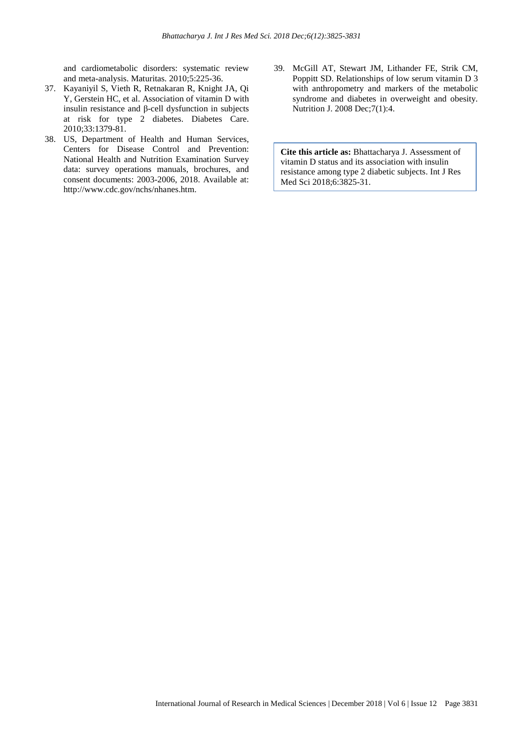and cardiometabolic disorders: systematic review and meta-analysis. Maturitas. 2010;5:225-36.

37. Kayaniyil S, Vieth R, Retnakaran R, Knight JA, Qi Y, Gerstein HC, et al. Association of vitamin D with insulin resistance and β-cell dysfunction in subjects at risk for type 2 diabetes. Diabetes Care. 2010;33:1379-81.
38. US, Department of Health and Human Services, Centers for Disease Control and Prevention: National Health and Nutrition Examination Survey data: survey operations manuals, brochures, and consent documents: 2003-2006, 2018. Available at: http://www.cdc.gov/nchs/nhanes.htm.
39. McGill AT, Stewart JM, Lithander FE, Strik CM, Poppitt SD. Relationships of low serum vitamin D 3 with anthropometry and markers of the metabolic syndrome and diabetes in overweight and obesity. Nutrition J. 2008 Dec;7(1):4.

**Cite this article as:** Bhattacharya J. Assessment of vitamin D status and its association with insulin resistance among type 2 diabetic subjects. Int J Res Med Sci 2018;6:3825-31.